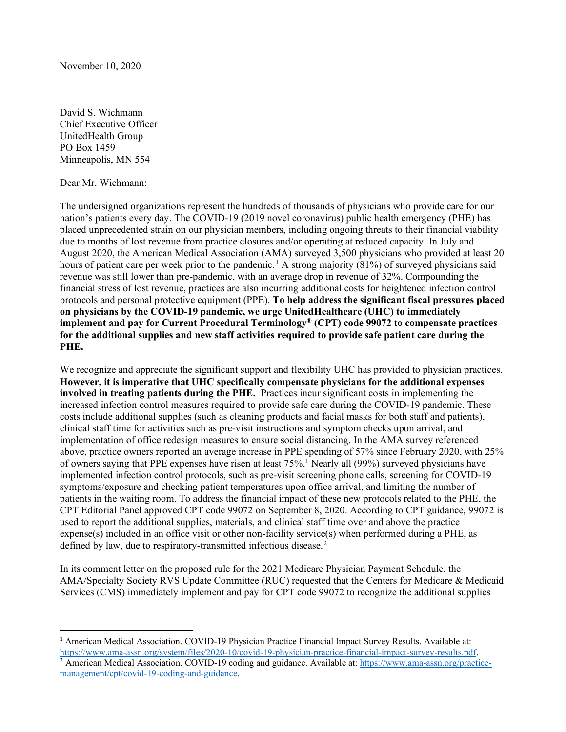November 10, 2020

David S. Wichmann
Chief Executive Officer
UnitedHealth Group
PO Box 1459
Minneapolis, MN 554

Dear Mr. Wichmann:

The undersigned organizations represent the hundreds of thousands of physicians who provide care for our nation's patients every day. The COVID-19 (2019 novel coronavirus) public health emergency (PHE) has placed unprecedented strain on our physician members, including ongoing threats to their financial viability due to months of lost revenue from practice closures and/or operating at reduced capacity. In July and August 2020, the American Medical Association (AMA) surveyed 3,500 physicians who provided at least 20 hours of patient care per week prior to the pandemic.[1] A strong majority (81%) of surveyed physicians said revenue was still lower than pre-pandemic, with an average drop in revenue of 32%. Compounding the financial stress of lost revenue, practices are also incurring additional costs for heightened infection control protocols and personal protective equipment (PPE). **To help address the significant fiscal pressures placed on physicians by the COVID-19 pandemic, we urge UnitedHealthcare (UHC) to immediately implement and pay for Current Procedural Terminology® (CPT) code 99072 to compensate practices for the additional supplies and new staff activities required to provide safe patient care during the PHE.**

We recognize and appreciate the significant support and flexibility UHC has provided to physician practices. **However, it is imperative that UHC specifically compensate physicians for the additional expenses involved in treating patients during the PHE.** Practices incur significant costs in implementing the increased infection control measures required to provide safe care during the COVID-19 pandemic. These costs include additional supplies (such as cleaning products and facial masks for both staff and patients), clinical staff time for activities such as pre-visit instructions and symptom checks upon arrival, and implementation of office redesign measures to ensure social distancing. In the AMA survey referenced above, practice owners reported an average increase in PPE spending of 57% since February 2020, with 25% of owners saying that PPE expenses have risen at least 75%.[1] Nearly all (99%) surveyed physicians have implemented infection control protocols, such as pre-visit screening phone calls, screening for COVID-19 symptoms/exposure and checking patient temperatures upon office arrival, and limiting the number of patients in the waiting room. To address the financial impact of these new protocols related to the PHE, the CPT Editorial Panel approved CPT code 99072 on September 8, 2020. According to CPT guidance, 99072 is used to report the additional supplies, materials, and clinical staff time over and above the practice expense(s) included in an office visit or other non-facility service(s) when performed during a PHE, as defined by law, due to respiratory-transmitted infectious disease.[2]

In its comment letter on the proposed rule for the 2021 Medicare Physician Payment Schedule, the AMA/Specialty Society RVS Update Committee (RUC) requested that the Centers for Medicare & Medicaid Services (CMS) immediately implement and pay for CPT code 99072 to recognize the additional supplies

---

[1] American Medical Association. COVID-19 Physician Practice Financial Impact Survey Results. Available at: https://www.ama-assn.org/system/files/2020-10/covid-19-physician-practice-financial-impact-survey-results.pdf.

[2] American Medical Association. COVID-19 coding and guidance. Available at: https://www.ama-assn.org/practice-management/cpt/covid-19-coding-and-guidance.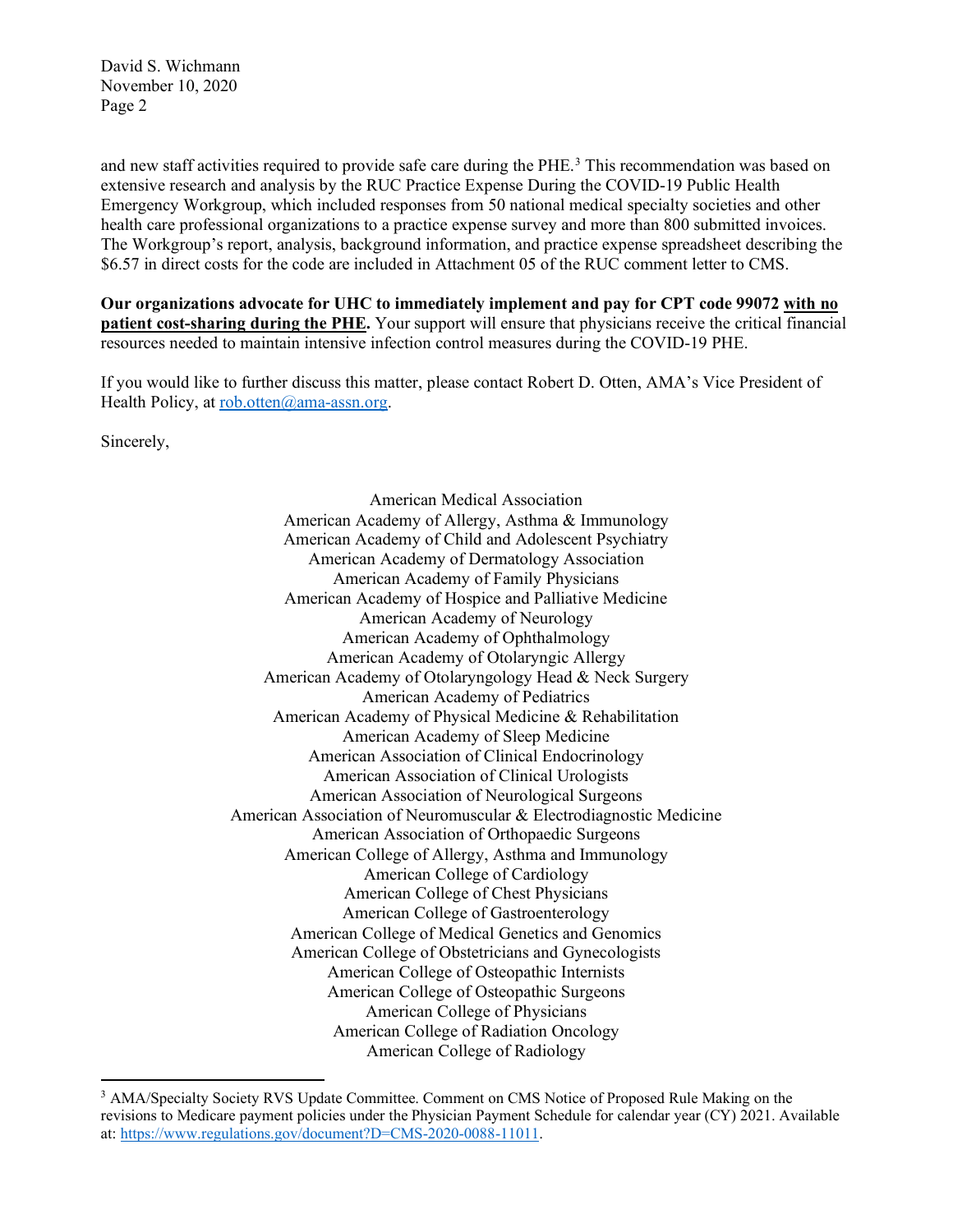and new staff activities required to provide safe care during the PHE.[3] This recommendation was based on extensive research and analysis by the RUC Practice Expense During the COVID-19 Public Health Emergency Workgroup, which included responses from 50 national medical specialty societies and other health care professional organizations to a practice expense survey and more than 800 submitted invoices. The Workgroup's report, analysis, background information, and practice expense spreadsheet describing the $6.57 in direct costs for the code are included in Attachment 05 of the RUC comment letter to CMS.

**Our organizations advocate for UHC to immediately implement and pay for CPT code 99072 <u>with no patient cost-sharing during the PHE</u>.** Your support will ensure that physicians receive the critical financial resources needed to maintain intensive infection control measures during the COVID-19 PHE.

If you would like to further discuss this matter, please contact Robert D. Otten, AMA's Vice President of Health Policy, at rob.otten@ama-assn.org.

Sincerely,

American Medical Association
American Academy of Allergy, Asthma & Immunology
American Academy of Child and Adolescent Psychiatry
American Academy of Dermatology Association
American Academy of Family Physicians
American Academy of Hospice and Palliative Medicine
American Academy of Neurology
American Academy of Ophthalmology
American Academy of Otolaryngic Allergy
American Academy of Otolaryngology Head & Neck Surgery
American Academy of Pediatrics
American Academy of Physical Medicine & Rehabilitation
American Academy of Sleep Medicine
American Association of Clinical Endocrinology
American Association of Clinical Urologists
American Association of Neurological Surgeons
American Association of Neuromuscular & Electrodiagnostic Medicine
American Association of Orthopaedic Surgeons
American College of Allergy, Asthma and Immunology
American College of Cardiology
American College of Chest Physicians
American College of Gastroenterology
American College of Medical Genetics and Genomics
American College of Obstetricians and Gynecologists
American College of Osteopathic Internists
American College of Osteopathic Surgeons
American College of Physicians
American College of Radiation Oncology
American College of Radiology

[3] AMA/Specialty Society RVS Update Committee. Comment on CMS Notice of Proposed Rule Making on the revisions to Medicare payment policies under the Physician Payment Schedule for calendar year (CY) 2021. Available at: https://www.regulations.gov/document?D=CMS-2020-0088-11011.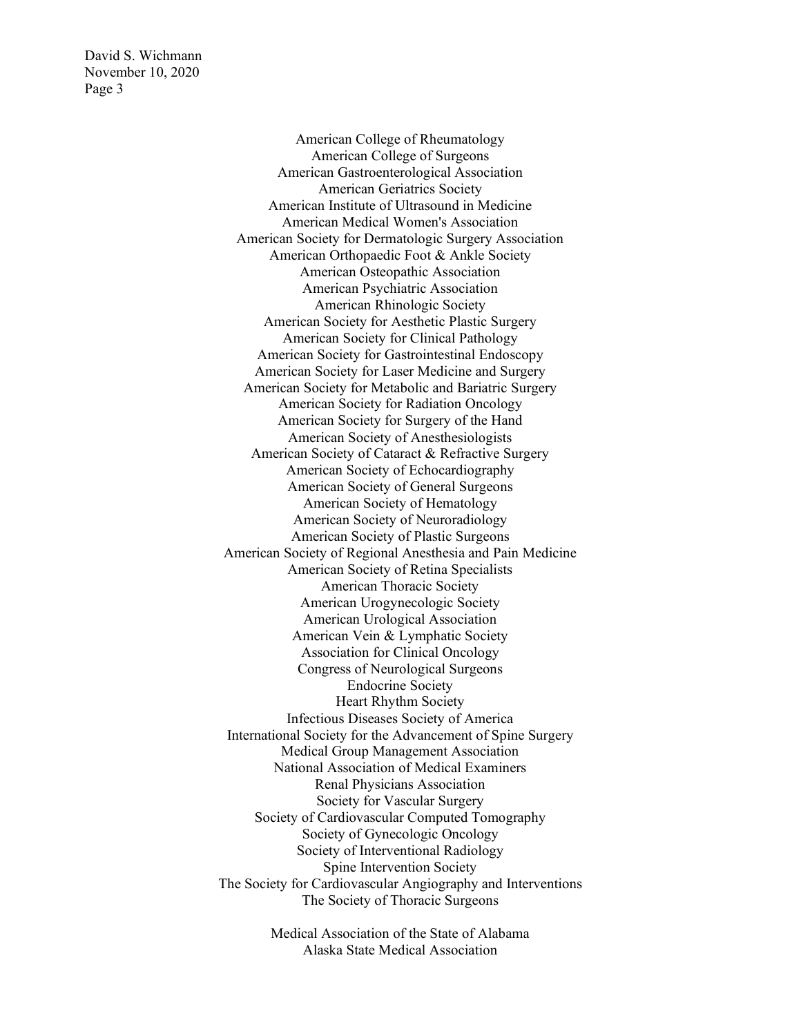American College of Rheumatology
American College of Surgeons
American Gastroenterological Association
American Geriatrics Society
American Institute of Ultrasound in Medicine
American Medical Women's Association
American Society for Dermatologic Surgery Association
American Orthopaedic Foot & Ankle Society
American Osteopathic Association
American Psychiatric Association
American Rhinologic Society
American Society for Aesthetic Plastic Surgery
American Society for Clinical Pathology
American Society for Gastrointestinal Endoscopy
American Society for Laser Medicine and Surgery
American Society for Metabolic and Bariatric Surgery
American Society for Radiation Oncology
American Society for Surgery of the Hand
American Society of Anesthesiologists
American Society of Cataract & Refractive Surgery
American Society of Echocardiography
American Society of General Surgeons
American Society of Hematology
American Society of Neuroradiology
American Society of Plastic Surgeons
American Society of Regional Anesthesia and Pain Medicine
American Society of Retina Specialists
American Thoracic Society
American Urogynecologic Society
American Urological Association
American Vein & Lymphatic Society
Association for Clinical Oncology
Congress of Neurological Surgeons
Endocrine Society
Heart Rhythm Society
Infectious Diseases Society of America
International Society for the Advancement of Spine Surgery
Medical Group Management Association
National Association of Medical Examiners
Renal Physicians Association
Society for Vascular Surgery
Society of Cardiovascular Computed Tomography
Society of Gynecologic Oncology
Society of Interventional Radiology
Spine Intervention Society
The Society for Cardiovascular Angiography and Interventions
The Society of Thoracic Surgeons

Medical Association of the State of Alabama
Alaska State Medical Association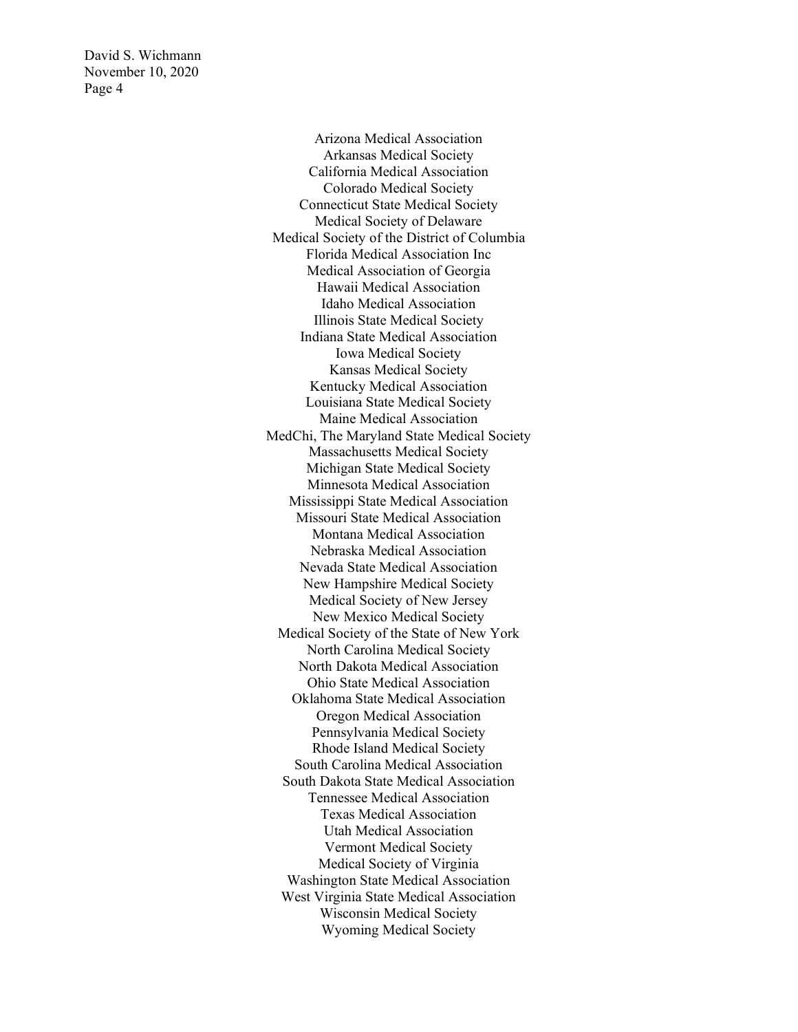Arizona Medical Association
Arkansas Medical Society
California Medical Association
Colorado Medical Society
Connecticut State Medical Society
Medical Society of Delaware
Medical Society of the District of Columbia
Florida Medical Association Inc
Medical Association of Georgia
Hawaii Medical Association
Idaho Medical Association
Illinois State Medical Society
Indiana State Medical Association
Iowa Medical Society
Kansas Medical Society
Kentucky Medical Association
Louisiana State Medical Society
Maine Medical Association
MedChi, The Maryland State Medical Society
Massachusetts Medical Society
Michigan State Medical Society
Minnesota Medical Association
Mississippi State Medical Association
Missouri State Medical Association
Montana Medical Association
Nebraska Medical Association
Nevada State Medical Association
New Hampshire Medical Society
Medical Society of New Jersey
New Mexico Medical Society
Medical Society of the State of New York
North Carolina Medical Society
North Dakota Medical Association
Ohio State Medical Association
Oklahoma State Medical Association
Oregon Medical Association
Pennsylvania Medical Society
Rhode Island Medical Society
South Carolina Medical Association
South Dakota State Medical Association
Tennessee Medical Association
Texas Medical Association
Utah Medical Association
Vermont Medical Society
Medical Society of Virginia
Washington State Medical Association
West Virginia State Medical Association
Wisconsin Medical Society
Wyoming Medical Society